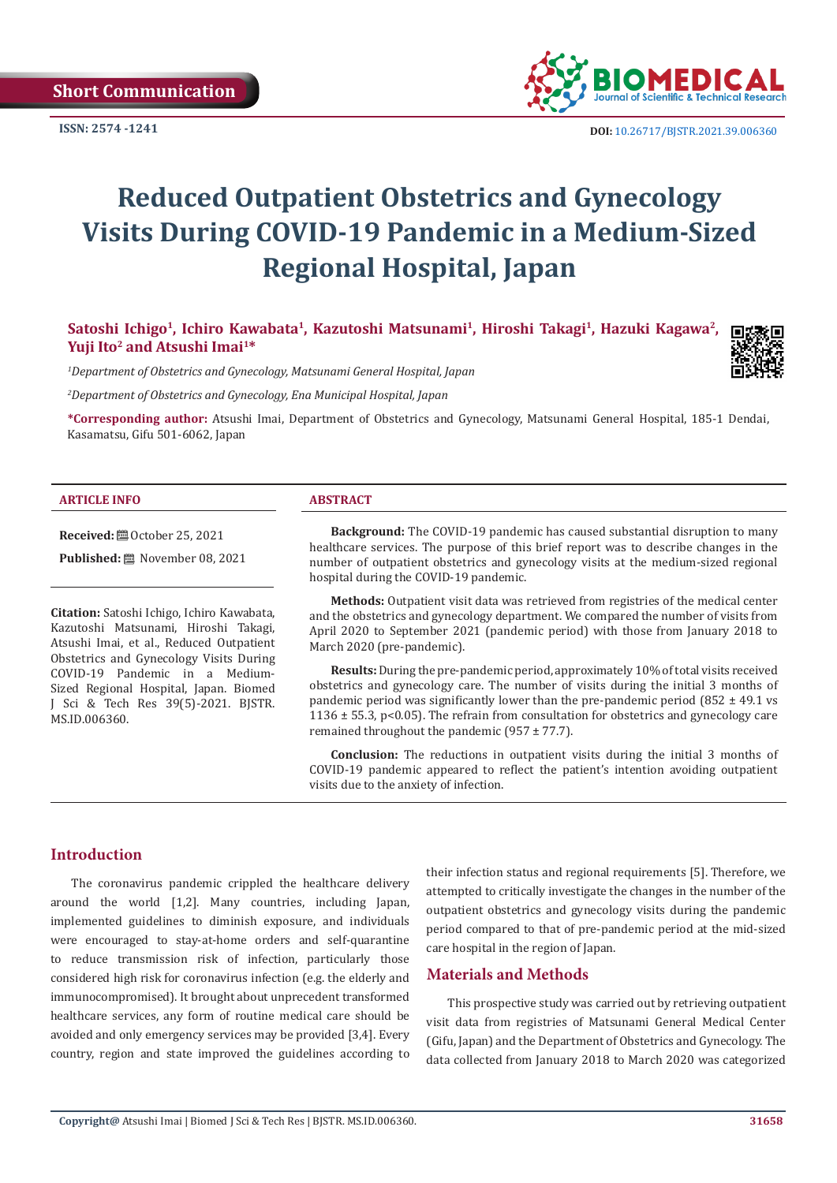Short Communication

ISSN: 2574 -1241

DOI: 10.26717/BJSTR.2021.39.006360

# Reduced Outpatient Obstetrics and Gynecology Visits During COVID-19 Pandemic in a Medium-Sized Regional Hospital, Japan

**Satoshi Ichigo[1], Ichiro Kawabata[1], Kazutoshi Matsunami[1], Hiroshi Takagi[1], Hazuki Kagawa[2], Yuji Ito[2] and Atsushi Imai[1]***

*[1]Department of Obstetrics and Gynecology, Matsunami General Hospital, Japan*

*[2]Department of Obstetrics and Gynecology, Ena Municipal Hospital, Japan*

***Corresponding author:** Atsushi Imai, Department of Obstetrics and Gynecology, Matsunami General Hospital, 185-1 Dendai, Kasamatsu, Gifu 501-6062, Japan

**ARTICLE INFO**

**Received:** October 25, 2021

**Published:** November 08, 2021

**Citation:** Satoshi Ichigo, Ichiro Kawabata, Kazutoshi Matsunami, Hiroshi Takagi, Atsushi Imai, et al., Reduced Outpatient Obstetrics and Gynecology Visits During COVID-19 Pandemic in a Medium-Sized Regional Hospital, Japan. Biomed J Sci & Tech Res 39(5)-2021. BJSTR. MS.ID.006360.

**ABSTRACT**

**Background:** The COVID-19 pandemic has caused substantial disruption to many healthcare services. The purpose of this brief report was to describe changes in the number of outpatient obstetrics and gynecology visits at the medium-sized regional hospital during the COVID-19 pandemic.

**Methods:** Outpatient visit data was retrieved from registries of the medical center and the obstetrics and gynecology department. We compared the number of visits from April 2020 to September 2021 (pandemic period) with those from January 2018 to March 2020 (pre-pandemic).

**Results:** During the pre-pandemic period, approximately 10% of total visits received obstetrics and gynecology care. The number of visits during the initial 3 months of pandemic period was significantly lower than the pre-pandemic period ($852 \pm 49.1$ vs $1136 \pm 55.3$, $p<0.05$). The refrain from consultation for obstetrics and gynecology care remained throughout the pandemic ($957 \pm 77.7$).

**Conclusion:** The reductions in outpatient visits during the initial 3 months of COVID-19 pandemic appeared to reflect the patient's intention avoiding outpatient visits due to the anxiety of infection.

## Introduction

The coronavirus pandemic crippled the healthcare delivery around the world [1,2]. Many countries, including Japan, implemented guidelines to diminish exposure, and individuals were encouraged to stay-at-home orders and self-quarantine to reduce transmission risk of infection, particularly those considered high risk for coronavirus infection (e.g. the elderly and immunocompromised). It brought about unprecedent transformed healthcare services, any form of routine medical care should be avoided and only emergency services may be provided [3,4]. Every country, region and state improved the guidelines according to their infection status and regional requirements [5]. Therefore, we attempted to critically investigate the changes in the number of the outpatient obstetrics and gynecology visits during the pandemic period compared to that of pre-pandemic period at the mid-sized care hospital in the region of Japan.

## Materials and Methods

This prospective study was carried out by retrieving outpatient visit data from registries of Matsunami General Medical Center (Gifu, Japan) and the Department of Obstetrics and Gynecology. The data collected from January 2018 to March 2020 was categorized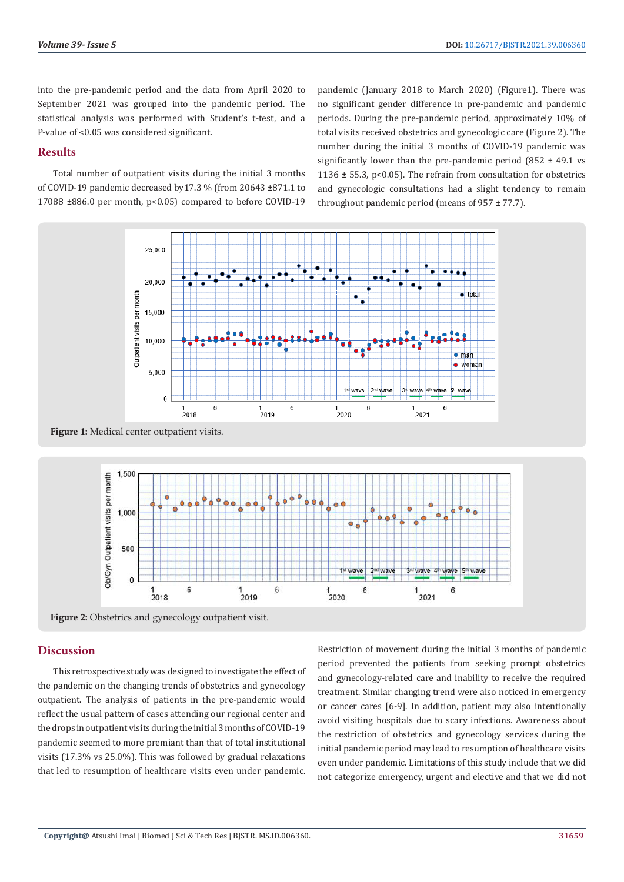into the pre-pandemic period and the data from April 2020 to September 2021 was grouped into the pandemic period. The statistical analysis was performed with Student's t-test, and a P-value of <0.05 was considered significant.

## Results

Total number of outpatient visits during the initial 3 months of COVID-19 pandemic decreased by 17.3 % (from 20643 ±871.1 to 17088 ±886.0 per month, $p<0.05$) compared to before COVID-19 pandemic (January 2018 to March 2020) (Figure1). There was no significant gender difference in pre-pandemic and pandemic periods. During the pre-pandemic period, approximately 10% of total visits received obstetrics and gynecologic care (Figure 2). The number during the initial 3 months of COVID-19 pandemic was significantly lower than the pre-pandemic period (852 ± 49.1 vs 1136 ± 55.3, $p<0.05$). The refrain from consultation for obstetrics and gynecologic consultations had a slight tendency to remain throughout pandemic period (means of 957 ± 77.7).

**Figure 1:** Medical center outpatient visits.

**Figure 2:** Obstetrics and gynecology outpatient visit.

## Discussion

This retrospective study was designed to investigate the effect of the pandemic on the changing trends of obstetrics and gynecology outpatient. The analysis of patients in the pre-pandemic would reflect the usual pattern of cases attending our regional center and the drops in outpatient visits during the initial 3 months of COVID-19 pandemic seemed to more premiant than that of total institutional visits (17.3% vs 25.0%). This was followed by gradual relaxations that led to resumption of healthcare visits even under pandemic. Restriction of movement during the initial 3 months of pandemic period prevented the patients from seeking prompt obstetrics and gynecology-related care and inability to receive the required treatment. Similar changing trend were also noticed in emergency or cancer cares [6-9]. In addition, patient may also intentionally avoid visiting hospitals due to scary infections. Awareness about the restriction of obstetrics and gynecology services during the initial pandemic period may lead to resumption of healthcare visits even under pandemic. Limitations of this study include that we did not categorize emergency, urgent and elective and that we did not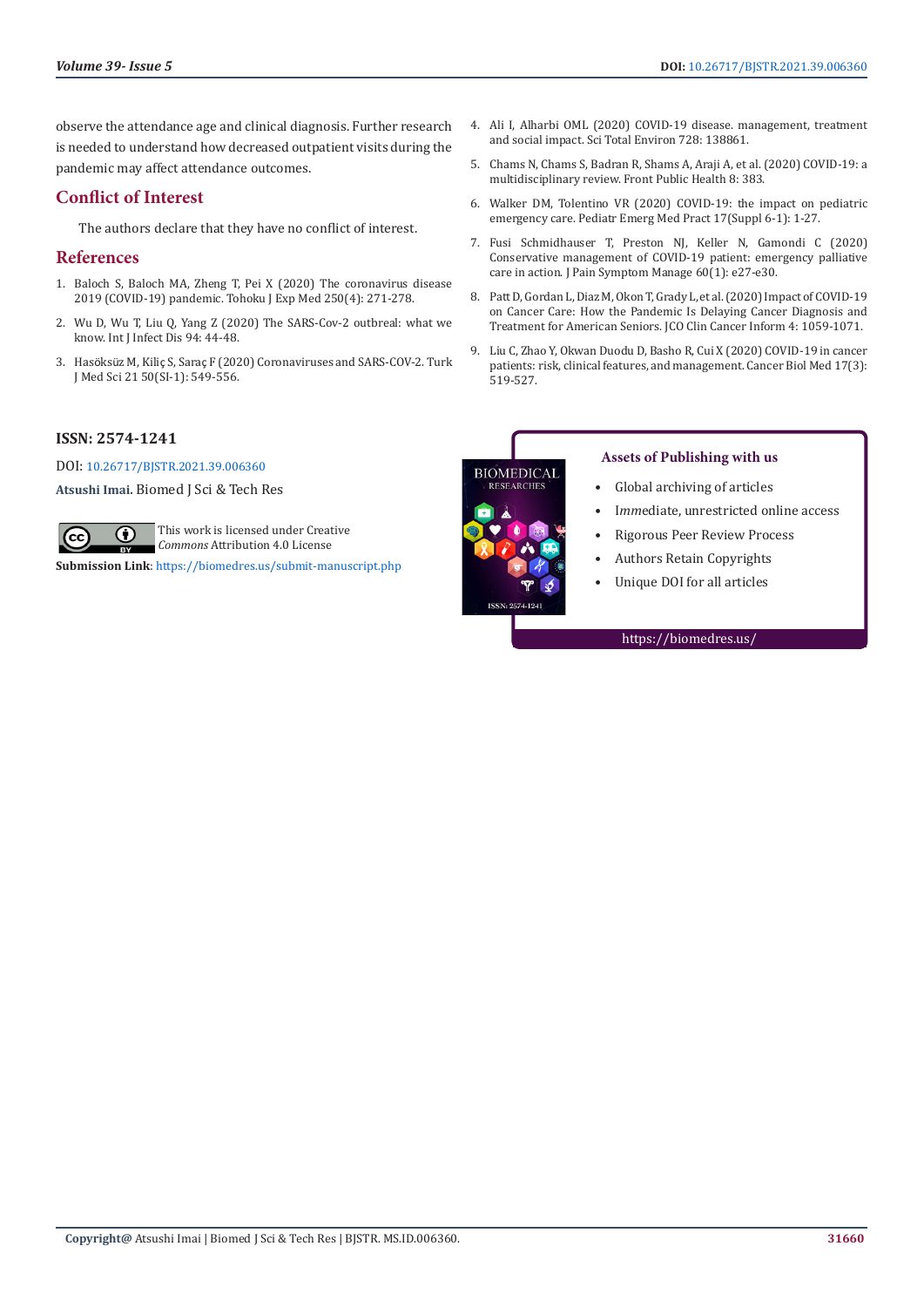observe the attendance age and clinical diagnosis. Further research is needed to understand how decreased outpatient visits during the pandemic may affect attendance outcomes.

## Conflict of Interest

The authors declare that they have no conflict of interest.

## References

1. Baloch S, Baloch MA, Zheng T, Pei X (2020) The coronavirus disease 2019 (COVID-19) pandemic. Tohoku J Exp Med 250(4): 271-278.
2. Wu D, Wu T, Liu Q, Yang Z (2020) The SARS-Cov-2 outbreal: what we know. Int J Infect Dis 94: 44-48.
3. Hasöksüz M, Kiliç S, Saraç F (2020) Coronaviruses and SARS-COV-2. Turk J Med Sci 21 50(SI-1): 549-556.
4. Ali I, Alharbi OML (2020) COVID-19 disease. management, treatment and social impact. Sci Total Environ 728: 138861.
5. Chams N, Chams S, Badran R, Shams A, Araji A, et al. (2020) COVID-19: a multidisciplinary review. Front Public Health 8: 383.
6. Walker DM, Tolentino VR (2020) COVID-19: the impact on pediatric emergency care. Pediatr Emerg Med Pract 17(Suppl 6-1): 1-27.
7. Fusi Schmidhauser T, Preston NJ, Keller N, Gamondi C (2020) Conservative management of COVID-19 patient: emergency palliative care in action. J Pain Symptom Manage 60(1): e27-e30.
8. Patt D, Gordan L, Diaz M, Okon T, Grady L, et al. (2020) Impact of COVID-19 on Cancer Care: How the Pandemic Is Delaying Cancer Diagnosis and Treatment for American Seniors. JCO Clin Cancer Inform 4: 1059-1071.
9. Liu C, Zhao Y, Okwan Duodu D, Basho R, Cui X (2020) COVID-19 in cancer patients: risk, clinical features, and management. Cancer Biol Med 17(3): 519-527.

**ISSN: 2574-1241**

DOI: 10.26717/BJSTR.2021.39.006360

**Atsushi Imai**. Biomed J Sci & Tech Res

This work is licensed under Creative *Commons* Attribution 4.0 License

**Submission Link**: https://biomedres.us/submit-manuscript.php

**Assets of Publishing with us**

- Global archiving of articles
- Immediate, unrestricted online access
- Rigorous Peer Review Process
- Authors Retain Copyrights
- Unique DOI for all articles

https://biomedres.us/